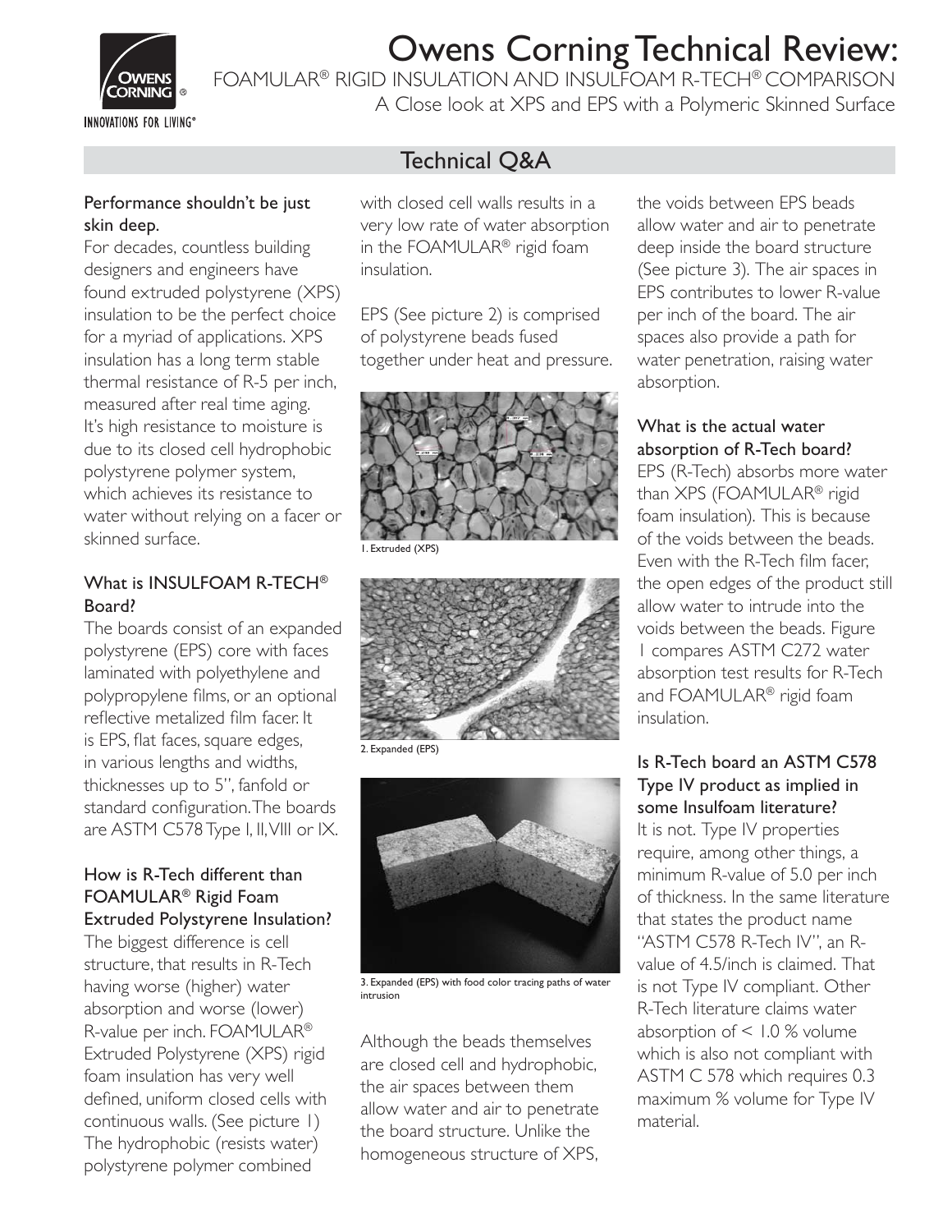# Owens Corning Technical Review:

FOAMULAR® RIGID INSULATION AND INSULFOAM R-TECH® COMPARISON

A Close look at XPS and EPS with a Polymeric Skinned Surface

## Technical Q&A

### Performance shouldn't be just skin deep.

For decades, countless building designers and engineers have found extruded polystyrene (XPS) insulation to be the perfect choice for a myriad of applications. XPS insulation has a long term stable thermal resistance of R-5 per inch, measured after real time aging. It's high resistance to moisture is due to its closed cell hydrophobic polystyrene polymer system, which achieves its resistance to water without relying on a facer or skinned surface.

### What is INSULFOAM R-TECH® Board?

The boards consist of an expanded polystyrene (EPS) core with faces laminated with polyethylene and polypropylene films, or an optional reflective metalized film facer. It is EPS, flat faces, square edges, in various lengths and widths, thicknesses up to 5", fanfold or standard configuration. The boards are ASTM C578 Type I, II, VIII or IX.

### How is R-Tech different than FOAMULAR® Rigid Foam Extruded Polystyrene Insulation?

The biggest difference is cell structure, that results in R-Tech having worse (higher) water absorption and worse (lower) R-value per inch. FOAMULAR® Extruded Polystyrene (XPS) rigid foam insulation has very well defined, uniform closed cells with continuous walls. (See picture 1) The hydrophobic (resists water) polystyrene polymer combined with closed cell walls results in a very low rate of water absorption in the FOAMULAR® rigid foam insulation.

EPS (See picture 2) is comprised of polystyrene beads fused together under heat and pressure.

1. Extruded (XPS)

2. Expanded (EPS)

3. Expanded (EPS) with food color tracing paths of water intrusion

Although the beads themselves are closed cell and hydrophobic, the air spaces between them allow water and air to penetrate the board structure. Unlike the homogeneous structure of XPS, the voids between EPS beads allow water and air to penetrate deep inside the board structure (See picture 3). The air spaces in EPS contributes to lower R-value per inch of the board. The air spaces also provide a path for water penetration, raising water absorption.

### What is the actual water absorption of R-Tech board?

EPS (R-Tech) absorbs more water than XPS (FOAMULAR® rigid foam insulation). This is because of the voids between the beads. Even with the R-Tech film facer, the open edges of the product still allow water to intrude into the voids between the beads. Figure 1 compares ASTM C272 water absorption test results for R-Tech and FOAMULAR® rigid foam insulation.

### Is R-Tech board an ASTM C578 Type IV product as implied in some Insulfoam literature?

It is not. Type IV properties require, among other things, a minimum R-value of 5.0 per inch of thickness. In the same literature that states the product name "ASTM C578 R-Tech IV", an R-value of 4.5/inch is claimed. That is not Type IV compliant. Other R-Tech literature claims water absorption of < 1.0 % volume which is also not compliant with ASTM C 578 which requires 0.3 maximum % volume for Type IV material.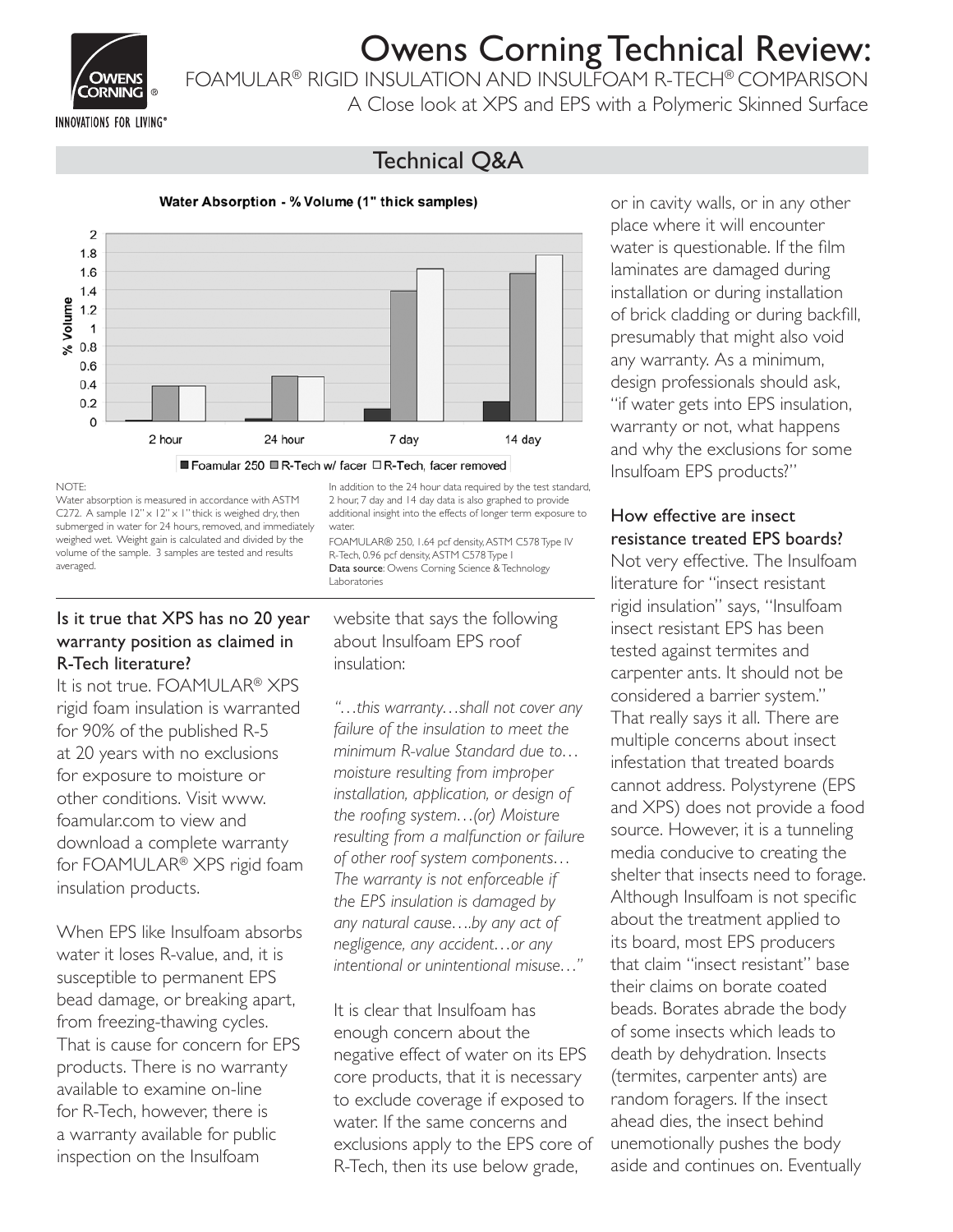# Owens Corning Technical Review:

FOAMULAR® RIGID INSULATION AND INSULFOAM R-TECH® COMPARISON

A Close look at XPS and EPS with a Polymeric Skinned Surface

## Technical Q&A

**Water Absorption - % Volume (1" thick samples)**

NOTE:
Water absorption is measured in accordance with ASTM C272. A sample 12" x 12" x 1" thick is weighed dry, then submerged in water for 24 hours, removed, and immediately weighed wet. Weight gain is calculated and divided by the volume of the sample. 3 samples are tested and results averaged.

In addition to the 24 hour data required by the test standard, 2 hour, 7 day and 14 day data is also graphed to provide additional insight into the effects of longer term exposure to water.

FOAMULAR® 250, 1.64 pcf density, ASTM C578 Type IV
R-Tech, 0.96 pcf density, ASTM C578 Type I
**Data source**: Owens Corning Science & Technology Laboratories

### Is it true that XPS has no 20 year warranty position as claimed in R-Tech literature?

It is not true. FOAMULAR® XPS rigid foam insulation is warranted for 90% of the published R-5 at 20 years with no exclusions for exposure to moisture or other conditions. Visit www.foamular.com to view and download a complete warranty for FOAMULAR® XPS rigid foam insulation products.

When EPS like Insulfoam absorbs water it loses R-value, and, it is susceptible to permanent EPS bead damage, or breaking apart, from freezing-thawing cycles. That is cause for concern for EPS products. There is no warranty available to examine on-line for R-Tech, however, there is a warranty available for public inspection on the Insulfoam website that says the following about Insulfoam EPS roof insulation:

*"…this warranty…shall not cover any failure of the insulation to meet the minimum R-value Standard due to…moisture resulting from improper installation, application, or design of the roofing system…(or) Moisture resulting from a malfunction or failure of other roof system components… The warranty is not enforceable if the EPS insulation is damaged by any natural cause….by any act of negligence, any accident…or any intentional or unintentional misuse…"*

It is clear that Insulfoam has enough concern about the negative effect of water on its EPS core products, that it is necessary to exclude coverage if exposed to water. If the same concerns and exclusions apply to the EPS core of R-Tech, then its use below grade, or in cavity walls, or in any other place where it will encounter water is questionable. If the film laminates are damaged during installation or during installation of brick cladding or during backfill, presumably that might also void any warranty. As a minimum, design professionals should ask, "if water gets into EPS insulation, warranty or not, what happens and why the exclusions for some Insulfoam EPS products?"

### How effective are insect resistance treated EPS boards?

Not very effective. The Insulfoam literature for "insect resistant rigid insulation" says, "Insulfoam insect resistant EPS has been tested against termites and carpenter ants. It should not be considered a barrier system." That really says it all. There are multiple concerns about insect infestation that treated boards cannot address. Polystyrene (EPS and XPS) does not provide a food source. However, it is a tunneling media conducive to creating the shelter that insects need to forage. Although Insulfoam is not specific about the treatment applied to its board, most EPS producers that claim "insect resistant" base their claims on borate coated beads. Borates abrade the body of some insects which leads to death by dehydration. Insects (termites, carpenter ants) are random foragers. If the insect ahead dies, the insect behind unemotionally pushes the body aside and continues on. Eventually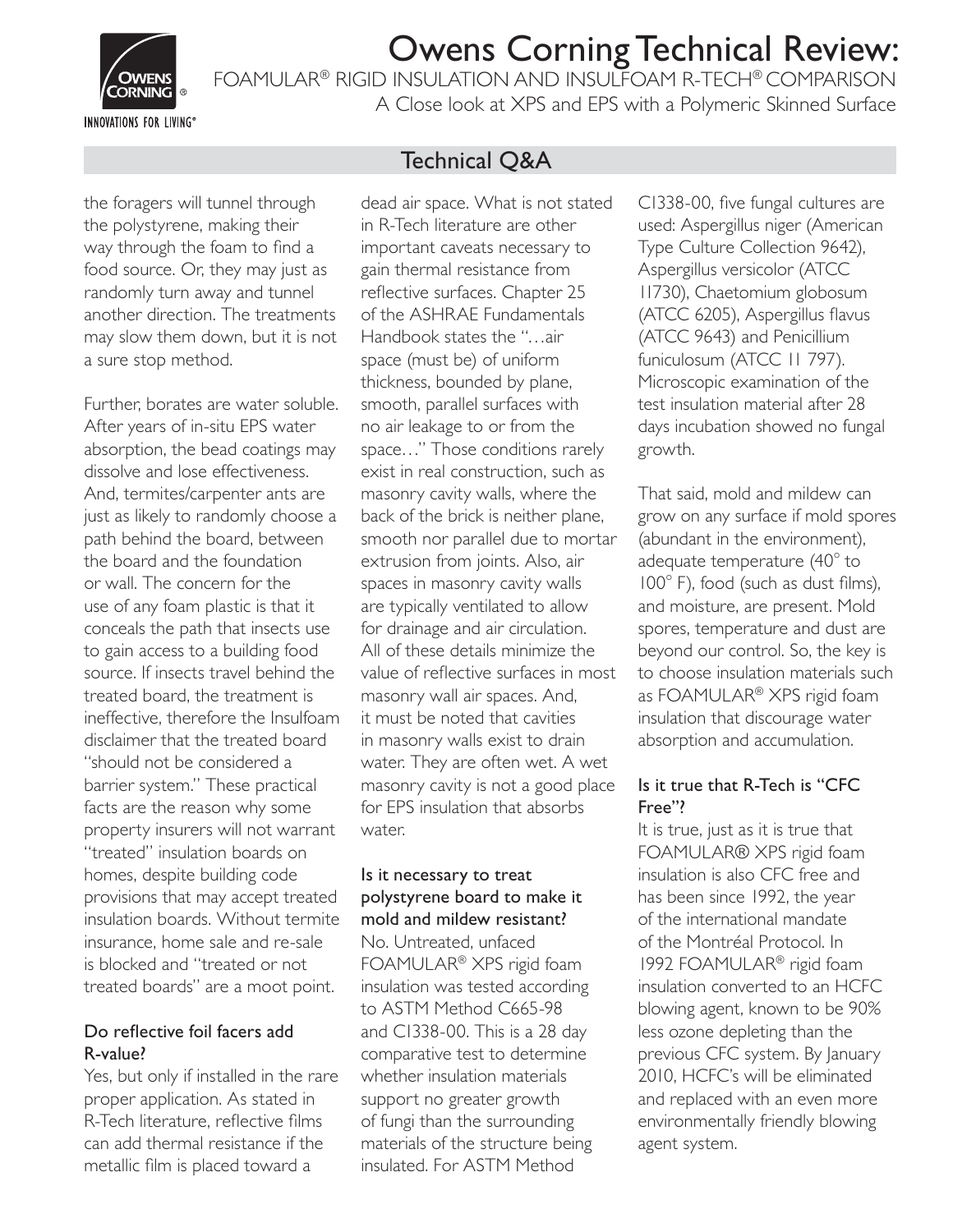## Technical Q&A

the foragers will tunnel through the polystyrene, making their way through the foam to find a food source. Or, they may just as randomly turn away and tunnel another direction. The treatments may slow them down, but it is not a sure stop method.

Further, borates are water soluble. After years of in-situ EPS water absorption, the bead coatings may dissolve and lose effectiveness. And, termites/carpenter ants are just as likely to randomly choose a path behind the board, between the board and the foundation or wall. The concern for the use of any foam plastic is that it conceals the path that insects use to gain access to a building food source. If insects travel behind the treated board, the treatment is ineffective, therefore the Insulfoam disclaimer that the treated board "should not be considered a barrier system." These practical facts are the reason why some property insurers will not warrant "treated" insulation boards on homes, despite building code provisions that may accept treated insulation boards. Without termite insurance, home sale and re-sale is blocked and "treated or not treated boards" are a moot point.

### Do reflective foil facers add R-value?

Yes, but only if installed in the rare proper application. As stated in R-Tech literature, reflective films can add thermal resistance if the metallic film is placed toward a dead air space. What is not stated in R-Tech literature are other important caveats necessary to gain thermal resistance from reflective surfaces. Chapter 25 of the ASHRAE Fundamentals Handbook states the "…air space (must be) of uniform thickness, bounded by plane, smooth, parallel surfaces with no air leakage to or from the space…" Those conditions rarely exist in real construction, such as masonry cavity walls, where the back of the brick is neither plane, smooth nor parallel due to mortar extrusion from joints. Also, air spaces in masonry cavity walls are typically ventilated to allow for drainage and air circulation. All of these details minimize the value of reflective surfaces in most masonry wall air spaces. And, it must be noted that cavities in masonry walls exist to drain water. They are often wet. A wet masonry cavity is not a good place for EPS insulation that absorbs water.

### Is it necessary to treat polystyrene board to make it mold and mildew resistant?

No. Untreated, unfaced FOAMULAR® XPS rigid foam insulation was tested according to ASTM Method C665-98 and C1338-00. This is a 28 day comparative test to determine whether insulation materials support no greater growth of fungi than the surrounding materials of the structure being insulated. For ASTM Method C1338-00, five fungal cultures are used: Aspergillus niger (American Type Culture Collection 9642), Aspergillus versicolor (ATCC 11730), Chaetomium globosum (ATCC 6205), Aspergillus flavus (ATCC 9643) and Penicillium funiculosum (ATCC 11 797). Microscopic examination of the test insulation material after 28 days incubation showed no fungal growth.

That said, mold and mildew can grow on any surface if mold spores (abundant in the environment), adequate temperature (40° to 100° F), food (such as dust films), and moisture, are present. Mold spores, temperature and dust are beyond our control. So, the key is to choose insulation materials such as FOAMULAR® XPS rigid foam insulation that discourage water absorption and accumulation.

### Is it true that R-Tech is "CFC Free"?

It is true, just as it is true that FOAMULAR® XPS rigid foam insulation is also CFC free and has been since 1992, the year of the international mandate of the Montréal Protocol. In 1992 FOAMULAR® rigid foam insulation converted to an HCFC blowing agent, known to be 90% less ozone depleting than the previous CFC system. By January 2010, HCFC's will be eliminated and replaced with an even more environmentally friendly blowing agent system.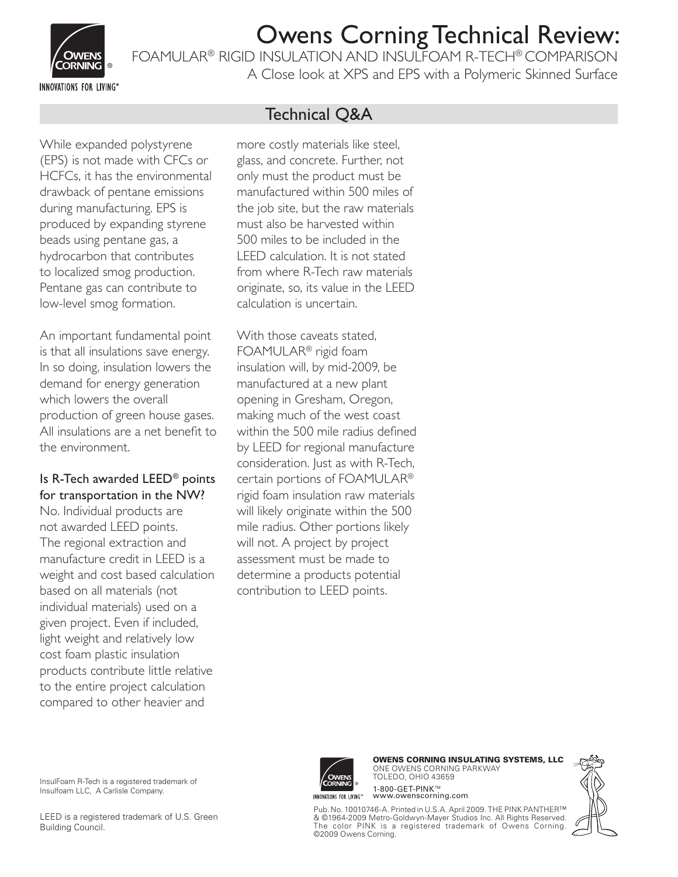# Owens Corning Technical Review:

FOAMULAR® RIGID INSULATION AND INSULFOAM R-TECH® COMPARISON

A Close look at XPS and EPS with a Polymeric Skinned Surface

## Technical Q&A

While expanded polystyrene (EPS) is not made with CFCs or HCFCs, it has the environmental drawback of pentane emissions during manufacturing. EPS is produced by expanding styrene beads using pentane gas, a hydrocarbon that contributes to localized smog production. Pentane gas can contribute to low-level smog formation.

An important fundamental point is that all insulations save energy. In so doing, insulation lowers the demand for energy generation which lowers the overall production of green house gases. All insulations are a net benefit to the environment.

**Is R-Tech awarded LEED® points for transportation in the NW?**

No. Individual products are not awarded LEED points. The regional extraction and manufacture credit in LEED is a weight and cost based calculation based on all materials (not individual materials) used on a given project. Even if included, light weight and relatively low cost foam plastic insulation products contribute little relative to the entire project calculation compared to other heavier and more costly materials like steel, glass, and concrete. Further, not only must the product must be manufactured within 500 miles of the job site, but the raw materials must also be harvested within 500 miles to be included in the LEED calculation. It is not stated from where R-Tech raw materials originate, so, its value in the LEED calculation is uncertain.

With those caveats stated, FOAMULAR® rigid foam insulation will, by mid-2009, be manufactured at a new plant opening in Gresham, Oregon, making much of the west coast within the 500 mile radius defined by LEED for regional manufacture consideration. Just as with R-Tech, certain portions of FOAMULAR® rigid foam insulation raw materials will likely originate within the 500 mile radius. Other portions likely will not. A project by project assessment must be made to determine a products potential contribution to LEED points.

InsulFoam R-Tech is a registered trademark of Insulfoam LLC, A Carlisle Company.

LEED is a registered trademark of U.S. Green Building Council.

**OWENS CORNING INSULATING SYSTEMS, LLC**
ONE OWENS CORNING PARKWAY
TOLEDO, OHIO 43659
1-800-GET-PINK™
www.owenscorning.com

Pub. No. 10010746-A. Printed in U.S.A. April 2009. THE PINK PANTHER™ & ©1964-2009 Metro-Goldwyn-Mayer Studios Inc. All Rights Reserved. The color PINK is a registered trademark of Owens Corning. ©2009 Owens Corning.